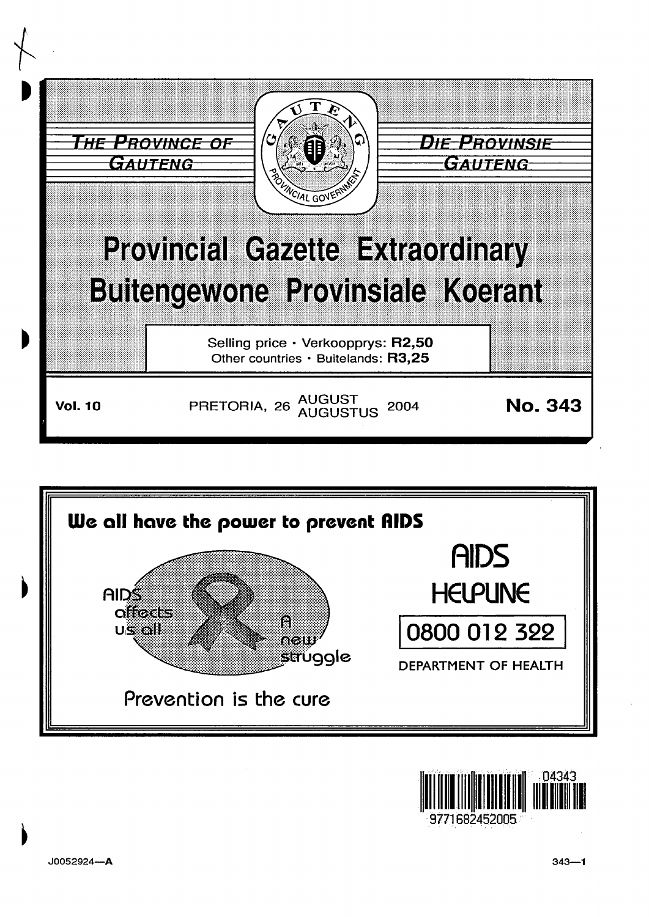THE PROVINCE OF GAUTENG

DIE PROVINSIE GAUTENG

# Provincial Gazette Extraordinary
# Buitengewone Provinsiale Koerant

Selling price · Verkoopprys: **R2,50**
Other countries · Buitelande: **R3,25**

**Vol. 10** PRETORIA, 26 AUGUST AUGUSTUS 2004 **No. 343**

**We all have the power to prevent AIDS**

AIDS affects us all

A new struggle

Prevention is the cure

AIDS HELPLINE

0800 012 322

DEPARTMENT OF HEALTH

J0052924—A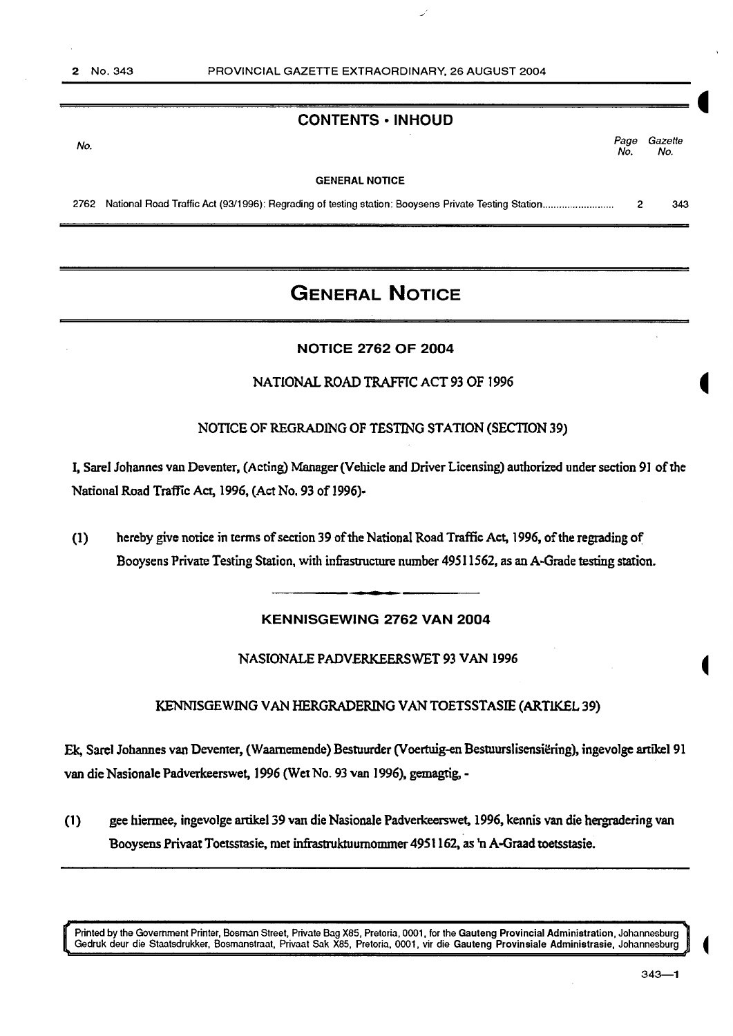## CONTENTS • INHOUD

| No. | | Page No. | Gazette No. |
|---|---|---|---|
| | **GENERAL NOTICE** | | |
| 2762 | National Road Traffic Act (93/1996): Regrading of testing station: Booysens Private Testing Station .......................... | 2 | 343 |

# GENERAL NOTICE

### NOTICE 2762 OF 2004

### NATIONAL ROAD TRAFFIC ACT 93 OF 1996

### NOTICE OF REGRADING OF TESTING STATION (SECTION 39)

I, Sarel Johannes van Deventer, (Acting) Manager (Vehicle and Driver Licensing) authorized under section 91 of the National Road Traffic Act, 1996, (Act No. 93 of 1996)-

(1) hereby give notice in terms of section 39 of the National Road Traffic Act, 1996, of the regrading of Booysens Private Testing Station, with infrastructure number 49511562, as an A-Grade testing station.

### KENNISGEWING 2762 VAN 2004

### NASIONALE PADVERKEERSWET 93 VAN 1996

### KENNISGEWING VAN HERGRADERING VAN TOETSSTASIE (ARTIKEL 39)

Ek, Sarel Johannes van Deventer, (Waarnemende) Bestuurder (Voertuig-en Bestuurslisensiëring), ingevolge artikel 91 van die Nasionale Padverkeerswet, 1996 (Wet No. 93 van 1996), gemagtig, -

(1) gee hiermee, ingevolge artikel 39 van die Nasionale Padverkeerswet, 1996, kennis van die hergradering van Booysens Privaat Toetsstasie, met infrastruktuurnommer 4951162, as 'n A-Graad toetsstasie.

Printed by the Government Printer, Bosman Street, Private Bag X85, Pretoria, 0001, for the **Gauteng Provincial Administration**, Johannesburg
Gedruk deur die Staatsdrukker, Bosmanstraat, Privaat Sak X85, Pretoria, 0001, vir die **Gauteng Provinsiale Administrasie**, Johannesburg